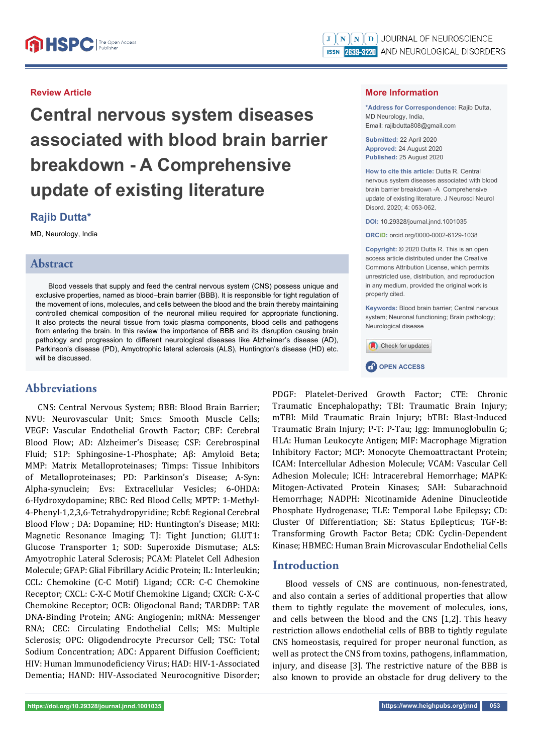Review Article

# Central nervous system diseases associated with blood brain barrier breakdown - A Comprehensive update of existing literature

**Rajib Dutta***

MD, Neurology, India

## More Information

***Address for Correspondence:** Rajib Dutta, MD Neurology, India, Email: rajibdutta808@gmail.com

**Submitted:** 22 April 2020
**Approved:** 24 August 2020
**Published:** 25 August 2020

**How to cite this article:** Dutta R. Central nervous system diseases associated with blood brain barrier breakdown -A Comprehensive update of existing literature. J Neurosci Neurol Disord. 2020; 4: 053-062.

**DOI:** 10.29328/journal.jnnd.1001035

**ORCiD:** orcid.org/0000-0002-6129-1038

**Copyright:** © 2020 Dutta R. This is an open access article distributed under the Creative Commons Attribution License, which permits unrestricted use, distribution, and reproduction in any medium, provided the original work is properly cited.

**Keywords:** Blood brain barrier; Central nervous system; Neuronal functioning; Brain pathology; Neurological disease

OPEN ACCESS

## Abstract

Blood vessels that supply and feed the central nervous system (CNS) possess unique and exclusive properties, named as blood–brain barrier (BBB). It is responsible for tight regulation of the movement of ions, molecules, and cells between the blood and the brain thereby maintaining controlled chemical composition of the neuronal milieu required for appropriate functioning. It also protects the neural tissue from toxic plasma components, blood cells and pathogens from entering the brain. In this review the importance of BBB and its disruption causing brain pathology and progression to different neurological diseases like Alzheimer's disease (AD), Parkinson's disease (PD), Amyotrophic lateral sclerosis (ALS), Huntington's disease (HD) etc. will be discussed.

## Abbreviations

CNS: Central Nervous System; BBB: Blood Brain Barrier; NVU: Neurovascular Unit; Smcs: Smooth Muscle Cells; VEGF: Vascular Endothelial Growth Factor; CBF: Cerebral Blood Flow; AD: Alzheimer's Disease; CSF: Cerebrospinal Fluid; S1P: Sphingosine-1-Phosphate; Aβ: Amyloid Beta; MMP: Matrix Metalloproteinases; Timps: Tissue Inhibitors of Metalloproteinases; PD: Parkinson's Disease; A-Syn: Alpha-synuclein; Evs: Extracellular Vesicles; 6-OHDA: 6-Hydroxydopamine; RBC: Red Blood Cells; MPTP: 1-Methyl-4-Phenyl-1,2,3,6-Tetrahydropyridine; Rcbf: Regional Cerebral Blood Flow ; DA: Dopamine; HD: Huntington's Disease; MRI: Magnetic Resonance Imaging; TJ: Tight Junction; GLUT1: Glucose Transporter 1; SOD: Superoxide Dismutase; ALS: Amyotrophic Lateral Sclerosis; PCAM: Platelet Cell Adhesion Molecule; GFAP: Glial Fibrillary Acidic Protein; IL: Interleukin; CCL: Chemokine (C-C Motif) Ligand; CCR: C-C Chemokine Receptor; CXCL: C-X-C Motif Chemokine Ligand; CXCR: C-X-C Chemokine Receptor; OCB: Oligoclonal Band; TARDBP: TAR DNA-Binding Protein; ANG: Angiogenin; mRNA: Messenger RNA; CEC: Circulating Endothelial Cells; MS: Multiple Sclerosis; OPC: Oligodendrocyte Precursor Cell; TSC: Total Sodium Concentration; ADC: Apparent Diffusion Coefficient; HIV: Human Immunodeficiency Virus; HAD: HIV-1-Associated Dementia; HAND: HIV-Associated Neurocognitive Disorder; PDGF: Platelet-Derived Growth Factor; CTE: Chronic Traumatic Encephalopathy; TBI: Traumatic Brain Injury; mTBI: Mild Traumatic Brain Injury; bTBI: Blast-Induced Traumatic Brain Injury; P-T: P-Tau; Igg: Immunoglobulin G; HLA: Human Leukocyte Antigen; MIF: Macrophage Migration Inhibitory Factor; MCP: Monocyte Chemoattractant Protein; ICAM: Intercellular Adhesion Molecule; VCAM: Vascular Cell Adhesion Molecule; ICH: Intracerebral Hemorrhage; MAPK: Mitogen-Activated Protein Kinases; SAH: Subarachnoid Hemorrhage; NADPH: Nicotinamide Adenine Dinucleotide Phosphate Hydrogenase; TLE: Temporal Lobe Epilepsy; CD: Cluster Of Differentiation; SE: Status Epilepticus; TGF-B: Transforming Growth Factor Beta; CDK: Cyclin-Dependent Kinase; HBMEC: Human Brain Microvascular Endothelial Cells

## Introduction

Blood vessels of CNS are continuous, non-fenestrated, and also contain a series of additional properties that allow them to tightly regulate the movement of molecules, ions, and cells between the blood and the CNS [1,2]. This heavy restriction allows endothelial cells of BBB to tightly regulate CNS homeostasis, required for proper neuronal function, as well as protect the CNS from toxins, pathogens, inflammation, injury, and disease [3]. The restrictive nature of the BBB is also known to provide an obstacle for drug delivery to the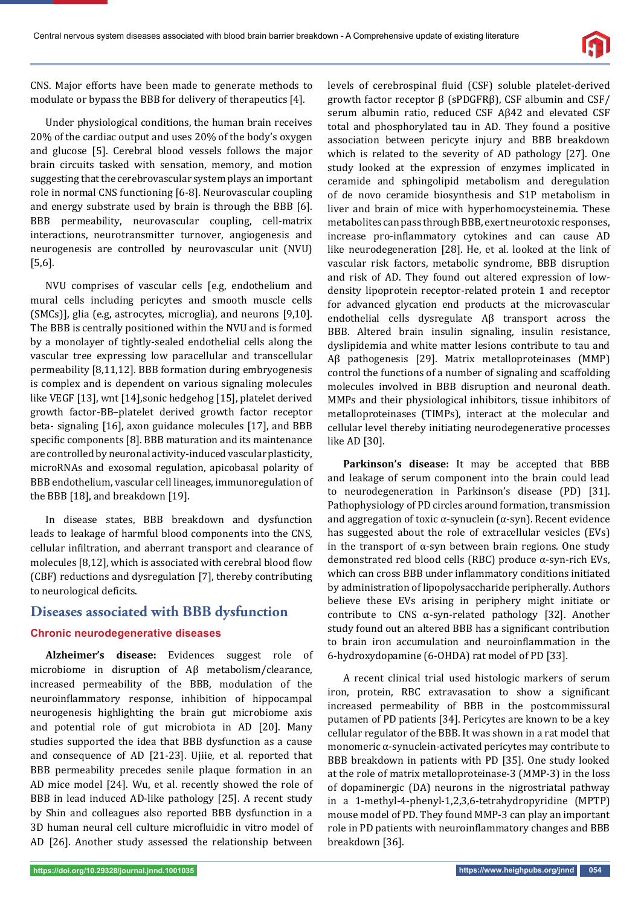CNS. Major efforts have been made to generate methods to modulate or bypass the BBB for delivery of therapeutics [4].

Under physiological conditions, the human brain receives 20% of the cardiac output and uses 20% of the body's oxygen and glucose [5]. Cerebral blood vessels follows the major brain circuits tasked with sensation, memory, and motion suggesting that the cerebrovascular system plays an important role in normal CNS functioning [6-8]. Neurovascular coupling and energy substrate used by brain is through the BBB [6]. BBB permeability, neurovascular coupling, cell-matrix interactions, neurotransmitter turnover, angiogenesis and neurogenesis are controlled by neurovascular unit (NVU) [5,6].

NVU comprises of vascular cells [e.g, endothelium and mural cells including pericytes and smooth muscle cells (SMCs)], glia (e.g, astrocytes, microglia), and neurons [9,10]. The BBB is centrally positioned within the NVU and is formed by a monolayer of tightly-sealed endothelial cells along the vascular tree expressing low paracellular and transcellular permeability [8,11,12]. BBB formation during embryogenesis is complex and is dependent on various signaling molecules like VEGF [13], wnt [14],sonic hedgehog [15], platelet derived growth factor-BB–platelet derived growth factor receptor beta- signaling [16], axon guidance molecules [17], and BBB specific components [8]. BBB maturation and its maintenance are controlled by neuronal activity-induced vascular plasticity, microRNAs and exosomal regulation, apicobasal polarity of BBB endothelium, vascular cell lineages, immunoregulation of the BBB [18], and breakdown [19].

In disease states, BBB breakdown and dysfunction leads to leakage of harmful blood components into the CNS, cellular infiltration, and aberrant transport and clearance of molecules [8,12], which is associated with cerebral blood flow (CBF) reductions and dysregulation [7], thereby contributing to neurological deficits.

## Diseases associated with BBB dysfunction

### Chronic neurodegenerative diseases

**Alzheimer's disease:** Evidences suggest role of microbiome in disruption of Aβ metabolism/clearance, increased permeability of the BBB, modulation of the neuroinflammatory response, inhibition of hippocampal neurogenesis highlighting the brain gut microbiome axis and potential role of gut microbiota in AD [20]. Many studies supported the idea that BBB dysfunction as a cause and consequence of AD [21-23]. Ujiie, et al. reported that BBB permeability precedes senile plaque formation in an AD mice model [24]. Wu, et al. recently showed the role of BBB in lead induced AD-like pathology [25]. A recent study by Shin and colleagues also reported BBB dysfunction in a 3D human neural cell culture microfluidic in vitro model of AD [26]. Another study assessed the relationship between levels of cerebrospinal fluid (CSF) soluble platelet-derived growth factor receptor β (sPDGFRβ), CSF albumin and CSF/serum albumin ratio, reduced CSF Aβ42 and elevated CSF total and phosphorylated tau in AD. They found a positive association between pericyte injury and BBB breakdown which is related to the severity of AD pathology [27]. One study looked at the expression of enzymes implicated in ceramide and sphingolipid metabolism and deregulation of de novo ceramide biosynthesis and S1P metabolism in liver and brain of mice with hyperhomocysteinemia. These metabolites can pass through BBB, exert neurotoxic responses, increase pro-inflammatory cytokines and can cause AD like neurodegeneration [28]. He, et al. looked at the link of vascular risk factors, metabolic syndrome, BBB disruption and risk of AD. They found out altered expression of low-density lipoprotein receptor-related protein 1 and receptor for advanced glycation end products at the microvascular endothelial cells dysregulate Aβ transport across the BBB. Altered brain insulin signaling, insulin resistance, dyslipidemia and white matter lesions contribute to tau and Aβ pathogenesis [29]. Matrix metalloproteinases (MMP) control the functions of a number of signaling and scaffolding molecules involved in BBB disruption and neuronal death. MMPs and their physiological inhibitors, tissue inhibitors of metalloproteinases (TIMPs), interact at the molecular and cellular level thereby initiating neurodegenerative processes like AD [30].

**Parkinson's disease:** It may be accepted that BBB and leakage of serum component into the brain could lead to neurodegeneration in Parkinson's disease (PD) [31]. Pathophysiology of PD circles around formation, transmission and aggregation of toxic α-synuclein (α-syn). Recent evidence has suggested about the role of extracellular vesicles (EVs) in the transport of α-syn between brain regions. One study demonstrated red blood cells (RBC) produce α-syn-rich EVs, which can cross BBB under inflammatory conditions initiated by administration of lipopolysaccharide peripherally. Authors believe these EVs arising in periphery might initiate or contribute to CNS α-syn-related pathology [32]. Another study found out an altered BBB has a significant contribution to brain iron accumulation and neuroinflammation in the 6-hydroxydopamine (6-OHDA) rat model of PD [33].

A recent clinical trial used histologic markers of serum iron, protein, RBC extravasation to show a significant increased permeability of BBB in the postcommissural putamen of PD patients [34]. Pericytes are known to be a key cellular regulator of the BBB. It was shown in a rat model that monomeric α-synuclein-activated pericytes may contribute to BBB breakdown in patients with PD [35]. One study looked at the role of matrix metalloproteinase-3 (MMP-3) in the loss of dopaminergic (DA) neurons in the nigrostriatal pathway in a 1-methyl-4-phenyl-1,2,3,6-tetrahydropyridine (MPTP) mouse model of PD. They found MMP-3 can play an important role in PD patients with neuroinflammatory changes and BBB breakdown [36].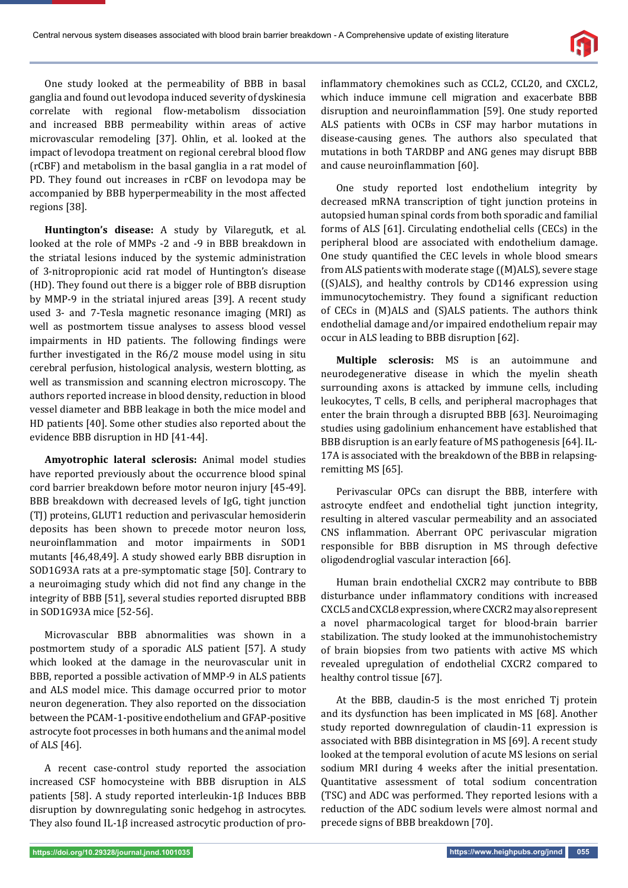One study looked at the permeability of BBB in basal ganglia and found out levodopa induced severity of dyskinesia correlate with regional flow-metabolism dissociation and increased BBB permeability within areas of active microvascular remodeling [37]. Ohlin, et al. looked at the impact of levodopa treatment on regional cerebral blood flow (rCBF) and metabolism in the basal ganglia in a rat model of PD. They found out increases in rCBF on levodopa may be accompanied by BBB hyperpermeability in the most affected regions [38].

**Huntington's disease:** A study by Vilaregutk, et al. looked at the role of MMPs -2 and -9 in BBB breakdown in the striatal lesions induced by the systemic administration of 3-nitropropionic acid rat model of Huntington's disease (HD). They found out there is a bigger role of BBB disruption by MMP-9 in the striatal injured areas [39]. A recent study used 3- and 7-Tesla magnetic resonance imaging (MRI) as well as postmortem tissue analyses to assess blood vessel impairments in HD patients. The following findings were further investigated in the R6/2 mouse model using in situ cerebral perfusion, histological analysis, western blotting, as well as transmission and scanning electron microscopy. The authors reported increase in blood density, reduction in blood vessel diameter and BBB leakage in both the mice model and HD patients [40]. Some other studies also reported about the evidence BBB disruption in HD [41-44].

**Amyotrophic lateral sclerosis:** Animal model studies have reported previously about the occurrence blood spinal cord barrier breakdown before motor neuron injury [45-49]. BBB breakdown with decreased levels of IgG, tight junction (TJ) proteins, GLUT1 reduction and perivascular hemosiderin deposits has been shown to precede motor neuron loss, neuroinflammation and motor impairments in SOD1 mutants [46,48,49]. A study showed early BBB disruption in SOD1G93A rats at a pre-symptomatic stage [50]. Contrary to a neuroimaging study which did not find any change in the integrity of BBB [51], several studies reported disrupted BBB in SOD1G93A mice [52-56].

Microvascular BBB abnormalities was shown in a postmortem study of a sporadic ALS patient [57]. A study which looked at the damage in the neurovascular unit in BBB, reported a possible activation of MMP-9 in ALS patients and ALS model mice. This damage occurred prior to motor neuron degeneration. They also reported on the dissociation between the PCAM-1-positive endothelium and GFAP-positive astrocyte foot processes in both humans and the animal model of ALS [46].

A recent case-control study reported the association increased CSF homocysteine with BBB disruption in ALS patients [58]. A study reported interleukin-1β Induces BBB disruption by downregulating sonic hedgehog in astrocytes. They also found IL-1β increased astrocytic production of pro-inflammatory chemokines such as CCL2, CCL20, and CXCL2, which induce immune cell migration and exacerbate BBB disruption and neuroinflammation [59]. One study reported ALS patients with OCBs in CSF may harbor mutations in disease-causing genes. The authors also speculated that mutations in both TARDBP and ANG genes may disrupt BBB and cause neuroinflammation [60].

One study reported lost endothelium integrity by decreased mRNA transcription of tight junction proteins in autopsied human spinal cords from both sporadic and familial forms of ALS [61]. Circulating endothelial cells (CECs) in the peripheral blood are associated with endothelium damage. One study quantified the CEC levels in whole blood smears from ALS patients with moderate stage ((M)ALS), severe stage ((S)ALS), and healthy controls by CD146 expression using immunocytochemistry. They found a significant reduction of CECs in (M)ALS and (S)ALS patients. The authors think endothelial damage and/or impaired endothelium repair may occur in ALS leading to BBB disruption [62].

**Multiple sclerosis:** MS is an autoimmune and neurodegenerative disease in which the myelin sheath surrounding axons is attacked by immune cells, including leukocytes, T cells, B cells, and peripheral macrophages that enter the brain through a disrupted BBB [63]. Neuroimaging studies using gadolinium enhancement have established that BBB disruption is an early feature of MS pathogenesis [64]. IL-17A is associated with the breakdown of the BBB in relapsing-remitting MS [65].

Perivascular OPCs can disrupt the BBB, interfere with astrocyte endfeet and endothelial tight junction integrity, resulting in altered vascular permeability and an associated CNS inflammation. Aberrant OPC perivascular migration responsible for BBB disruption in MS through defective oligodendroglial vascular interaction [66].

Human brain endothelial CXCR2 may contribute to BBB disturbance under inflammatory conditions with increased CXCL5 and CXCL8 expression, where CXCR2 may also represent a novel pharmacological target for blood-brain barrier stabilization. The study looked at the immunohistochemistry of brain biopsies from two patients with active MS which revealed upregulation of endothelial CXCR2 compared to healthy control tissue [67].

At the BBB, claudin-5 is the most enriched Tj protein and its dysfunction has been implicated in MS [68]. Another study reported downregulation of claudin-11 expression is associated with BBB disintegration in MS [69]. A recent study looked at the temporal evolution of acute MS lesions on serial sodium MRI during 4 weeks after the initial presentation. Quantitative assessment of total sodium concentration (TSC) and ADC was performed. They reported lesions with a reduction of the ADC sodium levels were almost normal and precede signs of BBB breakdown [70].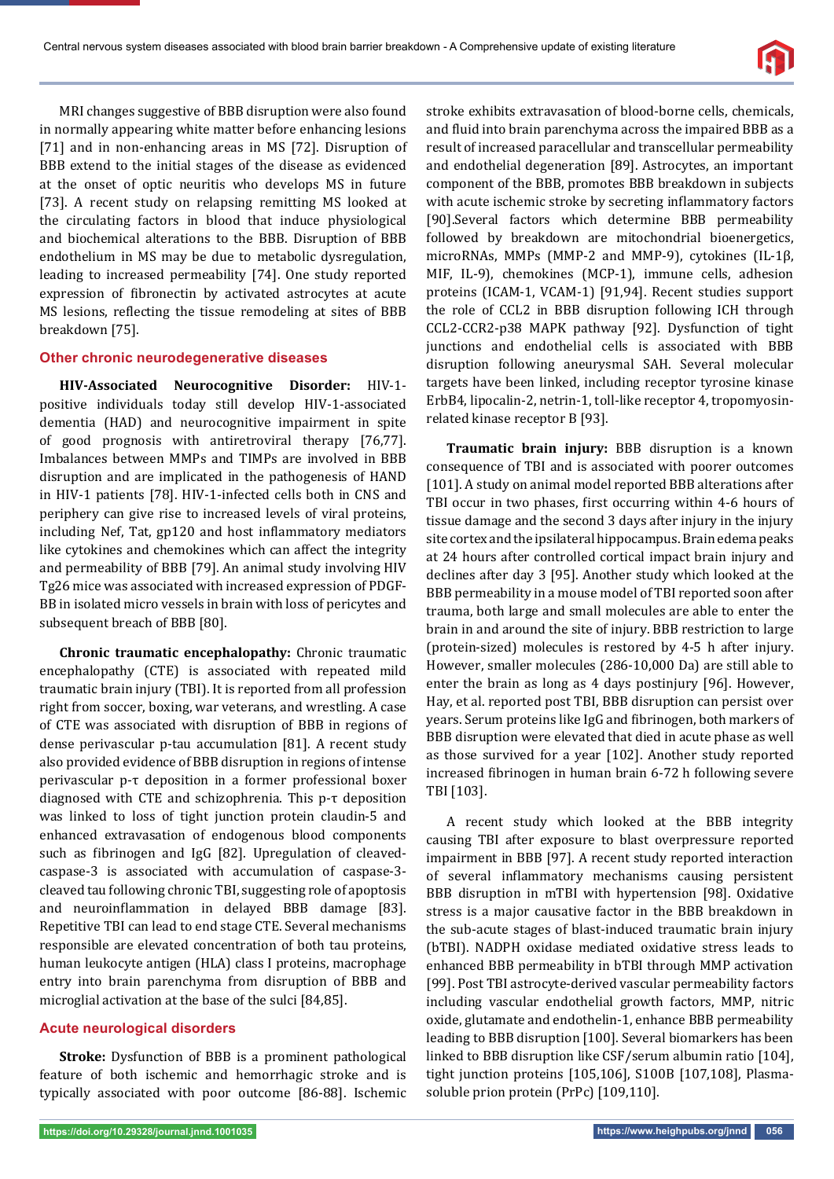MRI changes suggestive of BBB disruption were also found in normally appearing white matter before enhancing lesions [71] and in non-enhancing areas in MS [72]. Disruption of BBB extend to the initial stages of the disease as evidenced at the onset of optic neuritis who develops MS in future [73]. A recent study on relapsing remitting MS looked at the circulating factors in blood that induce physiological and biochemical alterations to the BBB. Disruption of BBB endothelium in MS may be due to metabolic dysregulation, leading to increased permeability [74]. One study reported expression of fibronectin by activated astrocytes at acute MS lesions, reflecting the tissue remodeling at sites of BBB breakdown [75].

## Other chronic neurodegenerative diseases

**HIV-Associated Neurocognitive Disorder:** HIV-1-positive individuals today still develop HIV-1-associated dementia (HAD) and neurocognitive impairment in spite of good prognosis with antiretroviral therapy [76,77]. Imbalances between MMPs and TIMPs are involved in BBB disruption and are implicated in the pathogenesis of HAND in HIV-1 patients [78]. HIV-1-infected cells both in CNS and periphery can give rise to increased levels of viral proteins, including Nef, Tat, gp120 and host inflammatory mediators like cytokines and chemokines which can affect the integrity and permeability of BBB [79]. An animal study involving HIV Tg26 mice was associated with increased expression of PDGF-BB in isolated micro vessels in brain with loss of pericytes and subsequent breach of BBB [80].

**Chronic traumatic encephalopathy:** Chronic traumatic encephalopathy (CTE) is associated with repeated mild traumatic brain injury (TBI). It is reported from all profession right from soccer, boxing, war veterans, and wrestling. A case of CTE was associated with disruption of BBB in regions of dense perivascular p-tau accumulation [81]. A recent study also provided evidence of BBB disruption in regions of intense perivascular p-τ deposition in a former professional boxer diagnosed with CTE and schizophrenia. This p-τ deposition was linked to loss of tight junction protein claudin-5 and enhanced extravasation of endogenous blood components such as fibrinogen and IgG [82]. Upregulation of cleaved-caspase-3 is associated with accumulation of caspase-3-cleaved tau following chronic TBI, suggesting role of apoptosis and neuroinflammation in delayed BBB damage [83]. Repetitive TBI can lead to end stage CTE. Several mechanisms responsible are elevated concentration of both tau proteins, human leukocyte antigen (HLA) class I proteins, macrophage entry into brain parenchyma from disruption of BBB and microglial activation at the base of the sulci [84,85].

## Acute neurological disorders

**Stroke:** Dysfunction of BBB is a prominent pathological feature of both ischemic and hemorrhagic stroke and is typically associated with poor outcome [86-88]. Ischemic stroke exhibits extravasation of blood-borne cells, chemicals, and fluid into brain parenchyma across the impaired BBB as a result of increased paracellular and transcellular permeability and endothelial degeneration [89]. Astrocytes, an important component of the BBB, promotes BBB breakdown in subjects with acute ischemic stroke by secreting inflammatory factors [90].Several factors which determine BBB permeability followed by breakdown are mitochondrial bioenergetics, microRNAs, MMPs (MMP-2 and MMP-9), cytokines (IL-1β, MIF, IL-9), chemokines (MCP-1), immune cells, adhesion proteins (ICAM-1, VCAM-1) [91,94]. Recent studies support the role of CCL2 in BBB disruption following ICH through CCL2-CCR2-p38 MAPK pathway [92]. Dysfunction of tight junctions and endothelial cells is associated with BBB disruption following aneurysmal SAH. Several molecular targets have been linked, including receptor tyrosine kinase ErbB4, lipocalin-2, netrin-1, toll-like receptor 4, tropomyosin-related kinase receptor B [93].

**Traumatic brain injury:** BBB disruption is a known consequence of TBI and is associated with poorer outcomes [101]. A study on animal model reported BBB alterations after TBI occur in two phases, first occurring within 4-6 hours of tissue damage and the second 3 days after injury in the injury site cortex and the ipsilateral hippocampus. Brain edema peaks at 24 hours after controlled cortical impact brain injury and declines after day 3 [95]. Another study which looked at the BBB permeability in a mouse model of TBI reported soon after trauma, both large and small molecules are able to enter the brain in and around the site of injury. BBB restriction to large (protein-sized) molecules is restored by 4-5 h after injury. However, smaller molecules (286-10,000 Da) are still able to enter the brain as long as 4 days postinjury [96]. However, Hay, et al. reported post TBI, BBB disruption can persist over years. Serum proteins like IgG and fibrinogen, both markers of BBB disruption were elevated that died in acute phase as well as those survived for a year [102]. Another study reported increased fibrinogen in human brain 6-72 h following severe TBI [103].

A recent study which looked at the BBB integrity causing TBI after exposure to blast overpressure reported impairment in BBB [97]. A recent study reported interaction of several inflammatory mechanisms causing persistent BBB disruption in mTBI with hypertension [98]. Oxidative stress is a major causative factor in the BBB breakdown in the sub-acute stages of blast-induced traumatic brain injury (bTBI). NADPH oxidase mediated oxidative stress leads to enhanced BBB permeability in bTBI through MMP activation [99]. Post TBI astrocyte-derived vascular permeability factors including vascular endothelial growth factors, MMP, nitric oxide, glutamate and endothelin-1, enhance BBB permeability leading to BBB disruption [100]. Several biomarkers has been linked to BBB disruption like CSF/serum albumin ratio [104], tight junction proteins [105,106], S100B [107,108], Plasma-soluble prion protein (PrPc) [109,110].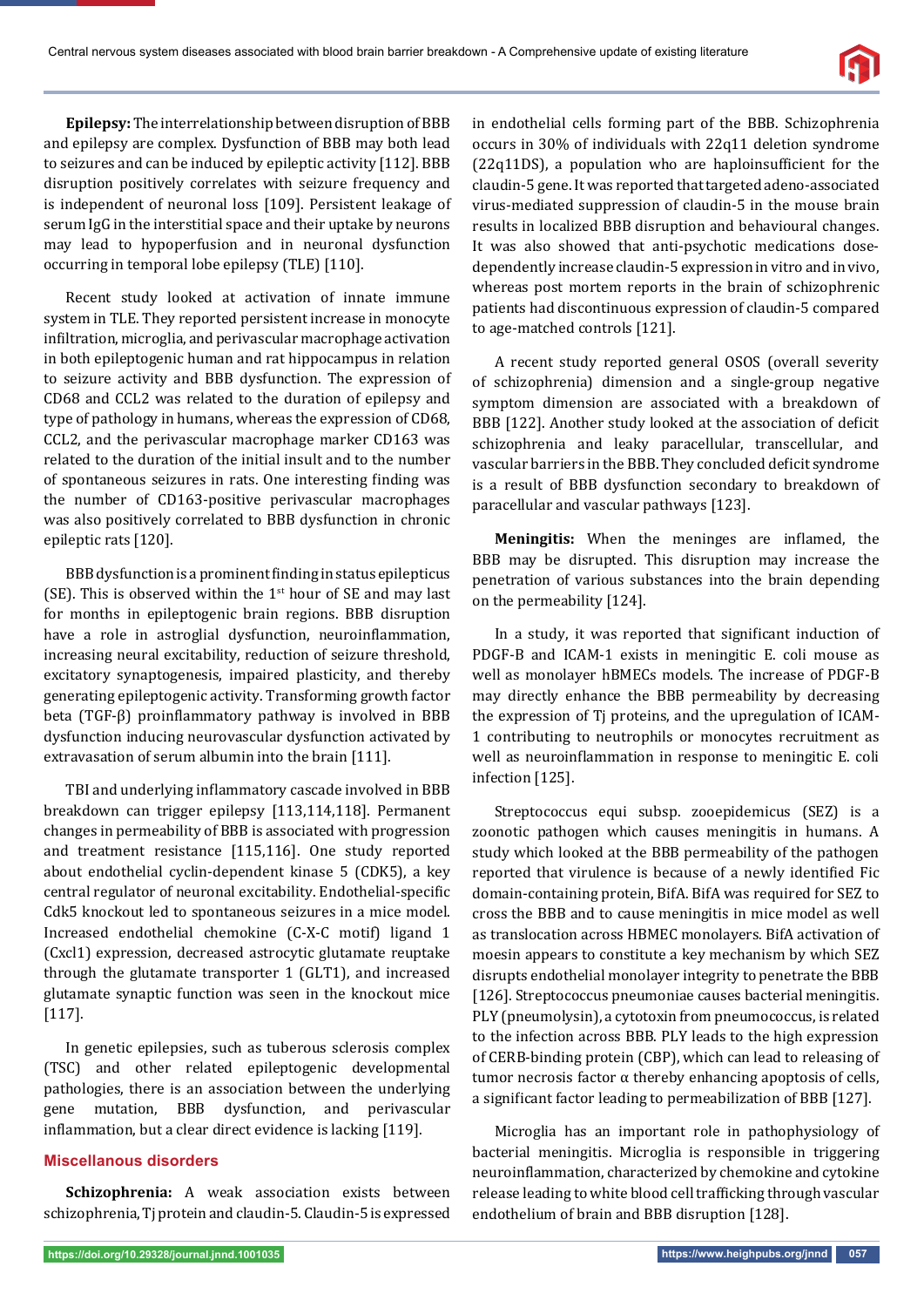**Epilepsy:** The interrelationship between disruption of BBB and epilepsy are complex. Dysfunction of BBB may both lead to seizures and can be induced by epileptic activity [112]. BBB disruption positively correlates with seizure frequency and is independent of neuronal loss [109]. Persistent leakage of serum IgG in the interstitial space and their uptake by neurons may lead to hypoperfusion and in neuronal dysfunction occurring in temporal lobe epilepsy (TLE) [110].

Recent study looked at activation of innate immune system in TLE. They reported persistent increase in monocyte infiltration, microglia, and perivascular macrophage activation in both epileptogenic human and rat hippocampus in relation to seizure activity and BBB dysfunction. The expression of CD68 and CCL2 was related to the duration of epilepsy and type of pathology in humans, whereas the expression of CD68, CCL2, and the perivascular macrophage marker CD163 was related to the duration of the initial insult and to the number of spontaneous seizures in rats. One interesting finding was the number of CD163-positive perivascular macrophages was also positively correlated to BBB dysfunction in chronic epileptic rats [120].

BBB dysfunction is a prominent finding in status epilepticus (SE). This is observed within the 1st hour of SE and may last for months in epileptogenic brain regions. BBB disruption have a role in astroglial dysfunction, neuroinflammation, increasing neural excitability, reduction of seizure threshold, excitatory synaptogenesis, impaired plasticity, and thereby generating epileptogenic activity. Transforming growth factor beta (TGF-β) proinflammatory pathway is involved in BBB dysfunction inducing neurovascular dysfunction activated by extravasation of serum albumin into the brain [111].

TBI and underlying inflammatory cascade involved in BBB breakdown can trigger epilepsy [113,114,118]. Permanent changes in permeability of BBB is associated with progression and treatment resistance [115,116]. One study reported about endothelial cyclin-dependent kinase 5 (CDK5), a key central regulator of neuronal excitability. Endothelial-specific Cdk5 knockout led to spontaneous seizures in a mice model. Increased endothelial chemokine (C-X-C motif) ligand 1 (Cxcl1) expression, decreased astrocytic glutamate reuptake through the glutamate transporter 1 (GLT1), and increased glutamate synaptic function was seen in the knockout mice [117].

In genetic epilepsies, such as tuberous sclerosis complex (TSC) and other related epileptogenic developmental pathologies, there is an association between the underlying gene mutation, BBB dysfunction, and perivascular inflammation, but a clear direct evidence is lacking [119].

## Miscellanous disorders

**Schizophrenia:** A weak association exists between schizophrenia, Tj protein and claudin-5. Claudin-5 is expressed in endothelial cells forming part of the BBB. Schizophrenia occurs in 30% of individuals with 22q11 deletion syndrome (22q11DS), a population who are haploinsufficient for the claudin-5 gene. It was reported that targeted adeno-associated virus-mediated suppression of claudin-5 in the mouse brain results in localized BBB disruption and behavioural changes. It was also showed that anti-psychotic medications dose-dependently increase claudin-5 expression in vitro and in vivo, whereas post mortem reports in the brain of schizophrenic patients had discontinuous expression of claudin-5 compared to age-matched controls [121].

A recent study reported general OSOS (overall severity of schizophrenia) dimension and a single-group negative symptom dimension are associated with a breakdown of BBB [122]. Another study looked at the association of deficit schizophrenia and leaky paracellular, transcellular, and vascular barriers in the BBB. They concluded deficit syndrome is a result of BBB dysfunction secondary to breakdown of paracellular and vascular pathways [123].

**Meningitis:** When the meninges are inflamed, the BBB may be disrupted. This disruption may increase the penetration of various substances into the brain depending on the permeability [124].

In a study, it was reported that significant induction of PDGF-B and ICAM-1 exists in meningitic E. coli mouse as well as monolayer hBMECs models. The increase of PDGF-B may directly enhance the BBB permeability by decreasing the expression of Tj proteins, and the upregulation of ICAM-1 contributing to neutrophils or monocytes recruitment as well as neuroinflammation in response to meningitic E. coli infection [125].

Streptococcus equi subsp. zooepidemicus (SEZ) is a zoonotic pathogen which causes meningitis in humans. A study which looked at the BBB permeability of the pathogen reported that virulence is because of a newly identified Fic domain-containing protein, BifA. BifA was required for SEZ to cross the BBB and to cause meningitis in mice model as well as translocation across HBMEC monolayers. BifA activation of moesin appears to constitute a key mechanism by which SEZ disrupts endothelial monolayer integrity to penetrate the BBB [126]. Streptococcus pneumoniae causes bacterial meningitis. PLY (pneumolysin), a cytotoxin from pneumococcus, is related to the infection across BBB. PLY leads to the high expression of CERB-binding protein (CBP), which can lead to releasing of tumor necrosis factor α thereby enhancing apoptosis of cells, a significant factor leading to permeabilization of BBB [127].

Microglia has an important role in pathophysiology of bacterial meningitis. Microglia is responsible in triggering neuroinflammation, characterized by chemokine and cytokine release leading to white blood cell trafficking through vascular endothelium of brain and BBB disruption [128].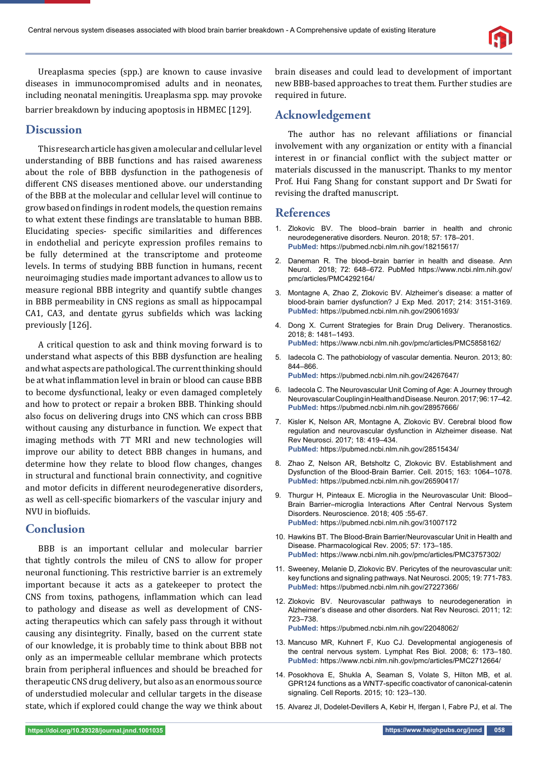Ureaplasma species (spp.) are known to cause invasive diseases in immunocompromised adults and in neonates, including neonatal meningitis. Ureaplasma spp. may provoke barrier breakdown by inducing apoptosis in HBMEC [129].

## Discussion

This research article has given a molecular and cellular level understanding of BBB functions and has raised awareness about the role of BBB dysfunction in the pathogenesis of different CNS diseases mentioned above. our understanding of the BBB at the molecular and cellular level will continue to grow based on findings in rodent models, the question remains to what extent these findings are translatable to human BBB. Elucidating species- specific similarities and differences in endothelial and pericyte expression profiles remains to be fully determined at the transcriptome and proteome levels. In terms of studying BBB function in humans, recent neuroimaging studies made important advances to allow us to measure regional BBB integrity and quantify subtle changes in BBB permeability in CNS regions as small as hippocampal CA1, CA3, and dentate gyrus subfields which was lacking previously [126].

A critical question to ask and think moving forward is to understand what aspects of this BBB dysfunction are healing and what aspects are pathological. The current thinking should be at what inflammation level in brain or blood can cause BBB to become dysfunctional, leaky or even damaged completely and how to protect or repair a broken BBB. Thinking should also focus on delivering drugs into CNS which can cross BBB without causing any disturbance in function. We expect that imaging methods with 7T MRI and new technologies will improve our ability to detect BBB changes in humans, and determine how they relate to blood flow changes, changes in structural and functional brain connectivity, and cognitive and motor deficits in different neurodegenerative disorders, as well as cell-specific biomarkers of the vascular injury and NVU in biofluids.

## Conclusion

BBB is an important cellular and molecular barrier that tightly controls the mileu of CNS to allow for proper neuronal functioning. This restrictive barrier is an extremely important because it acts as a gatekeeper to protect the CNS from toxins, pathogens, inflammation which can lead to pathology and disease as well as development of CNS-acting therapeutics which can safely pass through it without causing any disintegrity. Finally, based on the current state of our knowledge, it is probably time to think about BBB not only as an impermeable cellular membrane which protects brain from peripheral influences and should be breached for therapeutic CNS drug delivery, but also as an enormous source of understudied molecular and cellular targets in the disease state, which if explored could change the way we think about brain diseases and could lead to development of important new BBB-based approaches to treat them. Further studies are required in future.

## Acknowledgement

The author has no relevant affiliations or financial involvement with any organization or entity with a financial interest in or financial conflict with the subject matter or materials discussed in the manuscript. Thanks to my mentor Prof. Hui Fang Shang for constant support and Dr Swati for revising the drafted manuscript.

## References

1. Zlokovic BV. The blood–brain barrier in health and chronic neurodegenerative disorders. Neuron. 2018; 57: 178–201. **PubMed:** https://pubmed.ncbi.nlm.nih.gov/18215617/
2. Daneman R. The blood–brain barrier in health and disease. Ann Neurol. 2018; 72: 648–672. PubMed https://www.ncbi.nlm.nih.gov/pmc/articles/PMC4292164/
3. Montagne A, Zhao Z, Zlokovic BV. Alzheimer's disease: a matter of blood-brain barrier dysfunction? J Exp Med. 2017; 214: 3151-3169. **PubMed:** https://pubmed.ncbi.nlm.nih.gov/29061693/
4. Dong X. Current Strategies for Brain Drug Delivery. Theranostics. 2018; 8: 1481–1493. **PubMed:** https://www.ncbi.nlm.nih.gov/pmc/articles/PMC5858162/
5. Iadecola C. The pathobiology of vascular dementia. Neuron. 2013; 80: 844–866. **PubMed:** https://pubmed.ncbi.nlm.nih.gov/24267647/
6. Iadecola C. The Neurovascular Unit Coming of Age: A Journey through Neurovascular Coupling in Health and Disease. Neuron. 2017; 96: 17–42. **PubMed:** https://pubmed.ncbi.nlm.nih.gov/28957666/
7. Kisler K, Nelson AR, Montagne A, Zlokovic BV. Cerebral blood flow regulation and neurovascular dysfunction in Alzheimer disease. Nat Rev Neurosci. 2017; 18: 419–434. **PubMed:** https://pubmed.ncbi.nlm.nih.gov/28515434/
8. Zhao Z, Nelson AR, Betsholtz C, Zlokovic BV. Establishment and Dysfunction of the Blood-Brain Barrier. Cell. 2015; 163: 1064–1078. **PubMed:** https://pubmed.ncbi.nlm.nih.gov/26590417/
9. Thurgur H, Pinteaux E. Microglia in the Neurovascular Unit: Blood–Brain Barrier–microglia Interactions After Central Nervous System Disorders. Neuroscience. 2018; 405 :55-67. **PubMed:** https://pubmed.ncbi.nlm.nih.gov/31007172
10. Hawkins BT. The Blood-Brain Barrier/Neurovascular Unit in Health and Disease. Pharmacological Rev. 2005; 57: 173–185. **PubMed:** https://www.ncbi.nlm.nih.gov/pmc/articles/PMC3757302/
11. Sweeney, Melanie D, Zlokovic BV. Pericytes of the neurovascular unit: key functions and signaling pathways. Nat Neurosci. 2005; 19: 771-783. **PubMed:** https://pubmed.ncbi.nlm.nih.gov/27227366/
12. Zlokovic BV. Neurovascular pathways to neurodegeneration in Alzheimer's disease and other disorders. Nat Rev Neurosci. 2011; 12: 723–738. **PubMed:** https://pubmed.ncbi.nlm.nih.gov/22048062/
13. Mancuso MR, Kuhnert F, Kuo CJ. Developmental angiogenesis of the central nervous system. Lymphat Res Biol. 2008; 6: 173–180. **PubMed:** https://www.ncbi.nlm.nih.gov/pmc/articles/PMC2712664/
14. Posokhova E, Shukla A, Seaman S, Volate S, Hilton MB, et al. GPR124 functions as a WNT7-specific coactivator of canonical-catenin signaling. Cell Reports. 2015; 10: 123–130.
15. Alvarez JI, Dodelet-Devillers A, Kebir H, Ifergan I, Fabre PJ, et al. The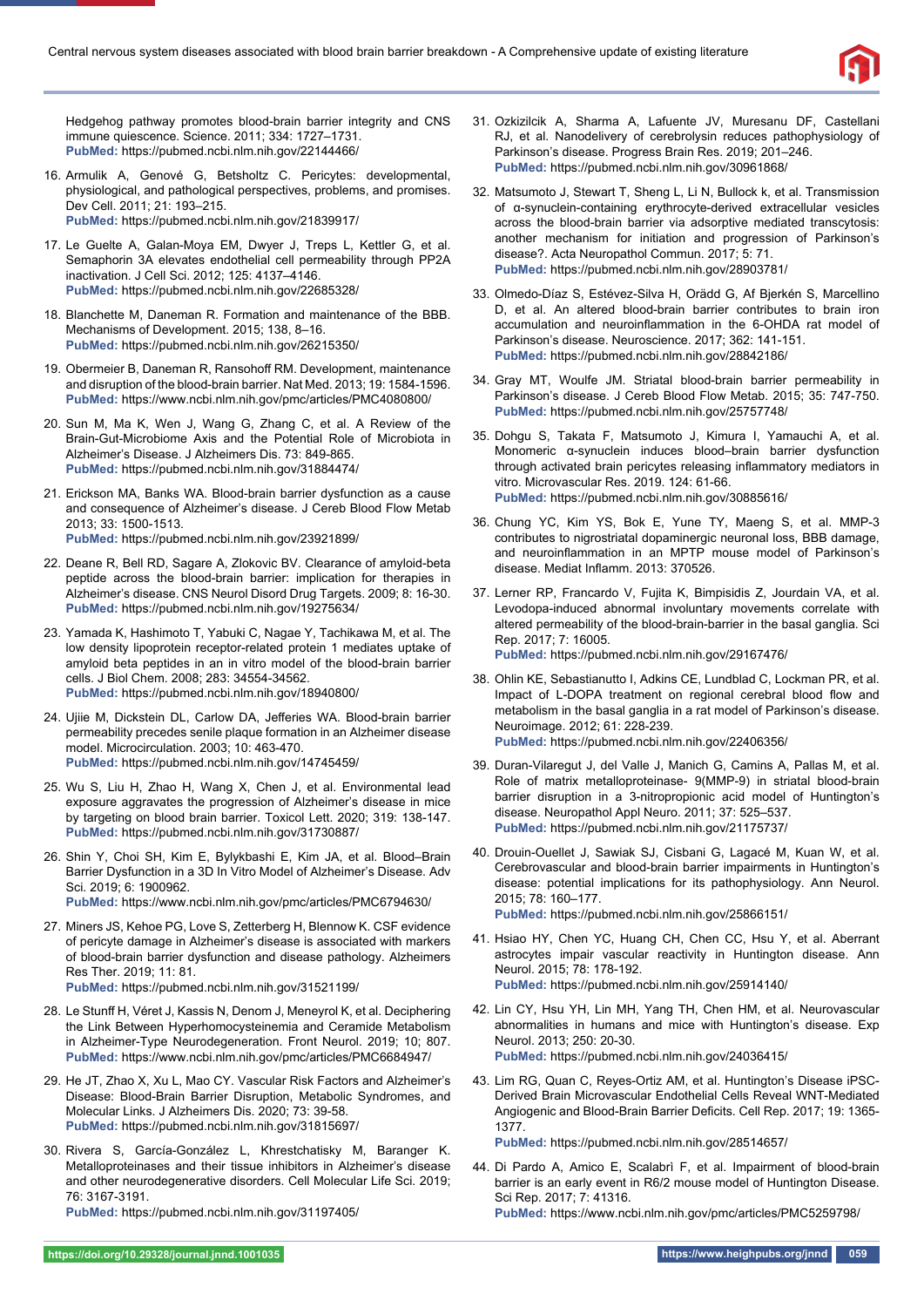Hedgehog pathway promotes blood-brain barrier integrity and CNS immune quiescence. Science. 2011; 334: 1727–1731.
**PubMed:** https://pubmed.ncbi.nlm.nih.gov/22144466/

16. Armulik A, Genové G, Betsholtz C. Pericytes: developmental, physiological, and pathological perspectives, problems, and promises. Dev Cell. 2011; 21: 193–215.
**PubMed:** https://pubmed.ncbi.nlm.nih.gov/21839917/

17. Le Guelte A, Galan-Moya EM, Dwyer J, Treps L, Kettler G, et al. Semaphorin 3A elevates endothelial cell permeability through PP2A inactivation. J Cell Sci. 2012; 125: 4137–4146.
**PubMed:** https://pubmed.ncbi.nlm.nih.gov/22685328/

18. Blanchette M, Daneman R. Formation and maintenance of the BBB. Mechanisms of Development. 2015; 138, 8–16.
**PubMed:** https://pubmed.ncbi.nlm.nih.gov/26215350/

19. Obermeier B, Daneman R, Ransohoff RM. Development, maintenance and disruption of the blood-brain barrier. Nat Med. 2013; 19: 1584-1596.
**PubMed:** https://www.ncbi.nlm.nih.gov/pmc/articles/PMC4080800/

20. Sun M, Ma K, Wen J, Wang G, Zhang C, et al. A Review of the Brain-Gut-Microbiome Axis and the Potential Role of Microbiota in Alzheimer's Disease. J Alzheimers Dis. 73: 849-865.
**PubMed:** https://pubmed.ncbi.nlm.nih.gov/31884474/

21. Erickson MA, Banks WA. Blood-brain barrier dysfunction as a cause and consequence of Alzheimer's disease. J Cereb Blood Flow Metab 2013; 33: 1500-1513.
**PubMed:** https://pubmed.ncbi.nlm.nih.gov/23921899/

22. Deane R, Bell RD, Sagare A, Zlokovic BV. Clearance of amyloid-beta peptide across the blood-brain barrier: implication for therapies in Alzheimer's disease. CNS Neurol Disord Drug Targets. 2009; 8: 16-30.
**PubMed:** https://pubmed.ncbi.nlm.nih.gov/19275634/

23. Yamada K, Hashimoto T, Yabuki C, Nagae Y, Tachikawa M, et al. The low density lipoprotein receptor-related protein 1 mediates uptake of amyloid beta peptides in an in vitro model of the blood-brain barrier cells. J Biol Chem. 2008; 283: 34554-34562.
**PubMed:** https://pubmed.ncbi.nlm.nih.gov/18940800/

24. Ujiie M, Dickstein DL, Carlow DA, Jefferies WA. Blood-brain barrier permeability precedes senile plaque formation in an Alzheimer disease model. Microcirculation. 2003; 10: 463-470.
**PubMed:** https://pubmed.ncbi.nlm.nih.gov/14745459/

25. Wu S, Liu H, Zhao H, Wang X, Chen J, et al. Environmental lead exposure aggravates the progression of Alzheimer's disease in mice by targeting on blood brain barrier. Toxicol Lett. 2020; 319: 138-147.
**PubMed:** https://pubmed.ncbi.nlm.nih.gov/31730887/

26. Shin Y, Choi SH, Kim E, Bylykbashi E, Kim JA, et al. Blood–Brain Barrier Dysfunction in a 3D In Vitro Model of Alzheimer's Disease. Adv Sci. 2019; 6: 1900962.
**PubMed:** https://www.ncbi.nlm.nih.gov/pmc/articles/PMC6794630/

27. Miners JS, Kehoe PG, Love S, Zetterberg H, Blennow K. CSF evidence of pericyte damage in Alzheimer's disease is associated with markers of blood-brain barrier dysfunction and disease pathology. Alzheimers Res Ther. 2019; 11: 81.
**PubMed:** https://pubmed.ncbi.nlm.nih.gov/31521199/

28. Le Stunff H, Véret J, Kassis N, Denom J, Meneyrol K, et al. Deciphering the Link Between Hyperhomocysteinemia and Ceramide Metabolism in Alzheimer-Type Neurodegeneration. Front Neurol. 2019; 10; 807.
**PubMed:** https://www.ncbi.nlm.nih.gov/pmc/articles/PMC6684947/

29. He JT, Zhao X, Xu L, Mao CY. Vascular Risk Factors and Alzheimer's Disease: Blood-Brain Barrier Disruption, Metabolic Syndromes, and Molecular Links. J Alzheimers Dis. 2020; 73: 39-58.
**PubMed:** https://pubmed.ncbi.nlm.nih.gov/31815697/

30. Rivera S, García-González L, Khrestchatisky M, Baranger K. Metalloproteinases and their tissue inhibitors in Alzheimer's disease and other neurodegenerative disorders. Cell Molecular Life Sci. 2019; 76: 3167-3191.
**PubMed:** https://pubmed.ncbi.nlm.nih.gov/31197405/

31. Ozkizilcik A, Sharma A, Lafuente JV, Muresanu DF, Castellani RJ, et al. Nanodelivery of cerebrolysin reduces pathophysiology of Parkinson's disease. Progress Brain Res. 2019; 201–246.
**PubMed:** https://pubmed.ncbi.nlm.nih.gov/30961868/

32. Matsumoto J, Stewart T, Sheng L, Li N, Bullock k, et al. Transmission of α-synuclein-containing erythrocyte-derived extracellular vesicles across the blood-brain barrier via adsorptive mediated transcytosis: another mechanism for initiation and progression of Parkinson's disease?. Acta Neuropathol Commun. 2017; 5: 71.
**PubMed:** https://pubmed.ncbi.nlm.nih.gov/28903781/

33. Olmedo-Díaz S, Estévez-Silva H, Orädd G, Af Bjerkén S, Marcellino D, et al. An altered blood-brain barrier contributes to brain iron accumulation and neuroinflammation in the 6-OHDA rat model of Parkinson's disease. Neuroscience. 2017; 362: 141-151.
**PubMed:** https://pubmed.ncbi.nlm.nih.gov/28842186/

34. Gray MT, Woulfe JM. Striatal blood-brain barrier permeability in Parkinson's disease. J Cereb Blood Flow Metab. 2015; 35: 747-750.
**PubMed:** https://pubmed.ncbi.nlm.nih.gov/25757748/

35. Dohgu S, Takata F, Matsumoto J, Kimura I, Yamauchi A, et al. Monomeric α-synuclein induces blood–brain barrier dysfunction through activated brain pericytes releasing inflammatory mediators in vitro. Microvascular Res. 2019. 124: 61-66.
**PubMed:** https://pubmed.ncbi.nlm.nih.gov/30885616/

36. Chung YC, Kim YS, Bok E, Yune TY, Maeng S, et al. MMP-3 contributes to nigrostriatal dopaminergic neuronal loss, BBB damage, and neuroinflammation in an MPTP mouse model of Parkinson's disease. Mediat Inflamm. 2013: 370526.

37. Lerner RP, Francardo V, Fujita K, Bimpisidis Z, Jourdain VA, et al. Levodopa-induced abnormal involuntary movements correlate with altered permeability of the blood-brain-barrier in the basal ganglia. Sci Rep. 2017; 7: 16005.
**PubMed:** https://pubmed.ncbi.nlm.nih.gov/29167476/

38. Ohlin KE, Sebastianutto I, Adkins CE, Lundblad C, Lockman PR, et al. Impact of L-DOPA treatment on regional cerebral blood flow and metabolism in the basal ganglia in a rat model of Parkinson's disease. Neuroimage. 2012; 61: 228-239.
**PubMed:** https://pubmed.ncbi.nlm.nih.gov/22406356/

39. Duran-Vilaregut J, del Valle J, Manich G, Camins A, Pallas M, et al. Role of matrix metalloproteinase- 9(MMP-9) in striatal blood-brain barrier disruption in a 3-nitropropionic acid model of Huntington's disease. Neuropathol Appl Neuro. 2011; 37: 525–537.
**PubMed:** https://pubmed.ncbi.nlm.nih.gov/21175737/

40. Drouin-Ouellet J, Sawiak SJ, Cisbani G, Lagacé M, Kuan W, et al. Cerebrovascular and blood-brain barrier impairments in Huntington's disease: potential implications for its pathophysiology. Ann Neurol. 2015; 78: 160–177.
**PubMed:** https://pubmed.ncbi.nlm.nih.gov/25866151/

41. Hsiao HY, Chen YC, Huang CH, Chen CC, Hsu Y, et al. Aberrant astrocytes impair vascular reactivity in Huntington disease. Ann Neurol. 2015; 78: 178-192.
**PubMed:** https://pubmed.ncbi.nlm.nih.gov/25914140/

42. Lin CY, Hsu YH, Lin MH, Yang TH, Chen HM, et al. Neurovascular abnormalities in humans and mice with Huntington's disease. Exp Neurol. 2013; 250: 20-30.
**PubMed:** https://pubmed.ncbi.nlm.nih.gov/24036415/

43. Lim RG, Quan C, Reyes-Ortiz AM, et al. Huntington's Disease iPSC-Derived Brain Microvascular Endothelial Cells Reveal WNT-Mediated Angiogenic and Blood-Brain Barrier Deficits. Cell Rep. 2017; 19: 1365-1377.
**PubMed:** https://pubmed.ncbi.nlm.nih.gov/28514657/

44. Di Pardo A, Amico E, Scalabrì F, et al. Impairment of blood-brain barrier is an early event in R6/2 mouse model of Huntington Disease. Sci Rep. 2017; 7: 41316.
**PubMed:** https://www.ncbi.nlm.nih.gov/pmc/articles/PMC5259798/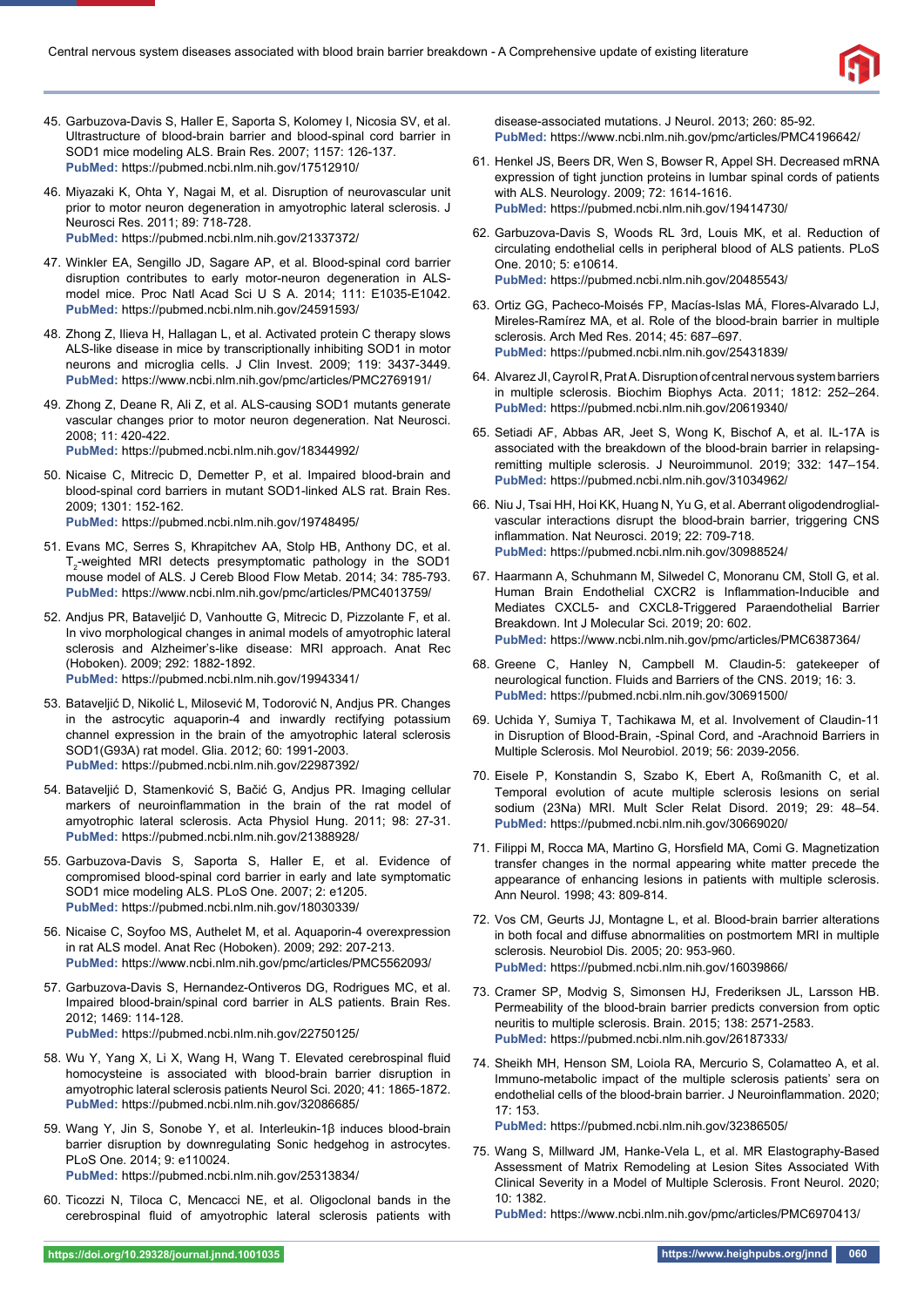45. Garbuzova-Davis S, Haller E, Saporta S, Kolomey I, Nicosia SV, et al. Ultrastructure of blood-brain barrier and blood-spinal cord barrier in SOD1 mice modeling ALS. Brain Res. 2007; 1157: 126-137. **PubMed:** https://pubmed.ncbi.nlm.nih.gov/17512910/

46. Miyazaki K, Ohta Y, Nagai M, et al. Disruption of neurovascular unit prior to motor neuron degeneration in amyotrophic lateral sclerosis. J Neurosci Res. 2011; 89: 718-728. **PubMed:** https://pubmed.ncbi.nlm.nih.gov/21337372/

47. Winkler EA, Sengillo JD, Sagare AP, et al. Blood-spinal cord barrier disruption contributes to early motor-neuron degeneration in ALS-model mice. Proc Natl Acad Sci U S A. 2014; 111: E1035-E1042. **PubMed:** https://pubmed.ncbi.nlm.nih.gov/24591593/

48. Zhong Z, Ilieva H, Hallagan L, et al. Activated protein C therapy slows ALS-like disease in mice by transcriptionally inhibiting SOD1 in motor neurons and microglia cells. J Clin Invest. 2009; 119: 3437-3449. **PubMed:** https://www.ncbi.nlm.nih.gov/pmc/articles/PMC2769191/

49. Zhong Z, Deane R, Ali Z, et al. ALS-causing SOD1 mutants generate vascular changes prior to motor neuron degeneration. Nat Neurosci. 2008; 11: 420-422. **PubMed:** https://pubmed.ncbi.nlm.nih.gov/18344992/

50. Nicaise C, Mitrecic D, Demetter P, et al. Impaired blood-brain and blood-spinal cord barriers in mutant SOD1-linked ALS rat. Brain Res. 2009; 1301: 152-162. **PubMed:** https://pubmed.ncbi.nlm.nih.gov/19748495/

51. Evans MC, Serres S, Khrapitchev AA, Stolp HB, Anthony DC, et al. $T_2$-weighted MRI detects presymptomatic pathology in the SOD1 mouse model of ALS. J Cereb Blood Flow Metab. 2014; 34: 785-793. **PubMed:** https://www.ncbi.nlm.nih.gov/pmc/articles/PMC4013759/

52. Andjus PR, Bataveljić D, Vanhoutte G, Mitrecic D, Pizzolante F, et al. In vivo morphological changes in animal models of amyotrophic lateral sclerosis and Alzheimer's-like disease: MRI approach. Anat Rec (Hoboken). 2009; 292: 1882-1892. **PubMed:** https://pubmed.ncbi.nlm.nih.gov/19943341/

53. Bataveljić D, Nikolić L, Milosević M, Todorović N, Andjus PR. Changes in the astrocytic aquaporin-4 and inwardly rectifying potassium channel expression in the brain of the amyotrophic lateral sclerosis SOD1(G93A) rat model. Glia. 2012; 60: 1991-2003. **PubMed:** https://pubmed.ncbi.nlm.nih.gov/22987392/

54. Bataveljić D, Stamenković S, Bačić G, Andjus PR. Imaging cellular markers of neuroinflammation in the brain of the rat model of amyotrophic lateral sclerosis. Acta Physiol Hung. 2011; 98: 27-31. **PubMed:** https://pubmed.ncbi.nlm.nih.gov/21388928/

55. Garbuzova-Davis S, Saporta S, Haller E, et al. Evidence of compromised blood-spinal cord barrier in early and late symptomatic SOD1 mice modeling ALS. PLoS One. 2007; 2: e1205. **PubMed:** https://pubmed.ncbi.nlm.nih.gov/18030339/

56. Nicaise C, Soyfoo MS, Authelet M, et al. Aquaporin-4 overexpression in rat ALS model. Anat Rec (Hoboken). 2009; 292: 207-213. **PubMed:** https://www.ncbi.nlm.nih.gov/pmc/articles/PMC5562093/

57. Garbuzova-Davis S, Hernandez-Ontiveros DG, Rodrigues MC, et al. Impaired blood-brain/spinal cord barrier in ALS patients. Brain Res. 2012; 1469: 114-128. **PubMed:** https://pubmed.ncbi.nlm.nih.gov/22750125/

58. Wu Y, Yang X, Li X, Wang H, Wang T. Elevated cerebrospinal fluid homocysteine is associated with blood-brain barrier disruption in amyotrophic lateral sclerosis patients Neurol Sci. 2020; 41: 1865-1872. **PubMed:** https://pubmed.ncbi.nlm.nih.gov/32086685/

59. Wang Y, Jin S, Sonobe Y, et al. Interleukin-1β induces blood-brain barrier disruption by downregulating Sonic hedgehog in astrocytes. PLoS One. 2014; 9: e110024. **PubMed:** https://pubmed.ncbi.nlm.nih.gov/25313834/

60. Ticozzi N, Tiloca C, Mencacci NE, et al. Oligoclonal bands in the cerebrospinal fluid of amyotrophic lateral sclerosis patients with disease-associated mutations. J Neurol. 2013; 260: 85-92. **PubMed:** https://www.ncbi.nlm.nih.gov/pmc/articles/PMC4196642/

61. Henkel JS, Beers DR, Wen S, Bowser R, Appel SH. Decreased mRNA expression of tight junction proteins in lumbar spinal cords of patients with ALS. Neurology. 2009; 72: 1614-1616. **PubMed:** https://pubmed.ncbi.nlm.nih.gov/19414730/

62. Garbuzova-Davis S, Woods RL 3rd, Louis MK, et al. Reduction of circulating endothelial cells in peripheral blood of ALS patients. PLoS One. 2010; 5: e10614. **PubMed:** https://pubmed.ncbi.nlm.nih.gov/20485543/

63. Ortiz GG, Pacheco-Moisés FP, Macías-Islas MÁ, Flores-Alvarado LJ, Mireles-Ramírez MA, et al. Role of the blood-brain barrier in multiple sclerosis. Arch Med Res. 2014; 45: 687–697. **PubMed:** https://pubmed.ncbi.nlm.nih.gov/25431839/

64. Alvarez JI, Cayrol R, Prat A. Disruption of central nervous system barriers in multiple sclerosis. Biochim Biophys Acta. 2011; 1812: 252–264. **PubMed:** https://pubmed.ncbi.nlm.nih.gov/20619340/

65. Setiadi AF, Abbas AR, Jeet S, Wong K, Bischof A, et al. IL-17A is associated with the breakdown of the blood-brain barrier in relapsing-remitting multiple sclerosis. J Neuroimmunol. 2019; 332: 147–154. **PubMed:** https://pubmed.ncbi.nlm.nih.gov/31034962/

66. Niu J, Tsai HH, Hoi KK, Huang N, Yu G, et al. Aberrant oligodendroglial-vascular interactions disrupt the blood-brain barrier, triggering CNS inflammation. Nat Neurosci. 2019; 22: 709-718. **PubMed:** https://pubmed.ncbi.nlm.nih.gov/30988524/

67. Haarmann A, Schuhmann M, Silwedel C, Monoranu CM, Stoll G, et al. Human Brain Endothelial CXCR2 is Inflammation-Inducible and Mediates CXCL5- and CXCL8-Triggered Paraendothelial Barrier Breakdown. Int J Molecular Sci. 2019; 20: 602. **PubMed:** https://www.ncbi.nlm.nih.gov/pmc/articles/PMC6387364/

68. Greene C, Hanley N, Campbell M. Claudin-5: gatekeeper of neurological function. Fluids and Barriers of the CNS. 2019; 16: 3. **PubMed:** https://pubmed.ncbi.nlm.nih.gov/30691500/

69. Uchida Y, Sumiya T, Tachikawa M, et al. Involvement of Claudin-11 in Disruption of Blood-Brain, -Spinal Cord, and -Arachnoid Barriers in Multiple Sclerosis. Mol Neurobiol. 2019; 56: 2039-2056.

70. Eisele P, Konstandin S, Szabo K, Ebert A, Roßmanith C, et al. Temporal evolution of acute multiple sclerosis lesions on serial sodium (23Na) MRI. Mult Scler Relat Disord. 2019; 29: 48–54. **PubMed:** https://pubmed.ncbi.nlm.nih.gov/30669020/

71. Filippi M, Rocca MA, Martino G, Horsfield MA, Comi G. Magnetization transfer changes in the normal appearing white matter precede the appearance of enhancing lesions in patients with multiple sclerosis. Ann Neurol. 1998; 43: 809-814.

72. Vos CM, Geurts JJ, Montagne L, et al. Blood-brain barrier alterations in both focal and diffuse abnormalities on postmortem MRI in multiple sclerosis. Neurobiol Dis. 2005; 20: 953-960. **PubMed:** https://pubmed.ncbi.nlm.nih.gov/16039866/

73. Cramer SP, Modvig S, Simonsen HJ, Frederiksen JL, Larsson HB. Permeability of the blood-brain barrier predicts conversion from optic neuritis to multiple sclerosis. Brain. 2015; 138: 2571-2583. **PubMed:** https://pubmed.ncbi.nlm.nih.gov/26187333/

74. Sheikh MH, Henson SM, Loiola RA, Mercurio S, Colamatteo A, et al. Immuno-metabolic impact of the multiple sclerosis patients' sera on endothelial cells of the blood-brain barrier. J Neuroinflammation. 2020; 17: 153. **PubMed:** https://pubmed.ncbi.nlm.nih.gov/32386505/

75. Wang S, Millward JM, Hanke-Vela L, et al. MR Elastography-Based Assessment of Matrix Remodeling at Lesion Sites Associated With Clinical Severity in a Model of Multiple Sclerosis. Front Neurol. 2020; 10: 1382. **PubMed:** https://www.ncbi.nlm.nih.gov/pmc/articles/PMC6970413/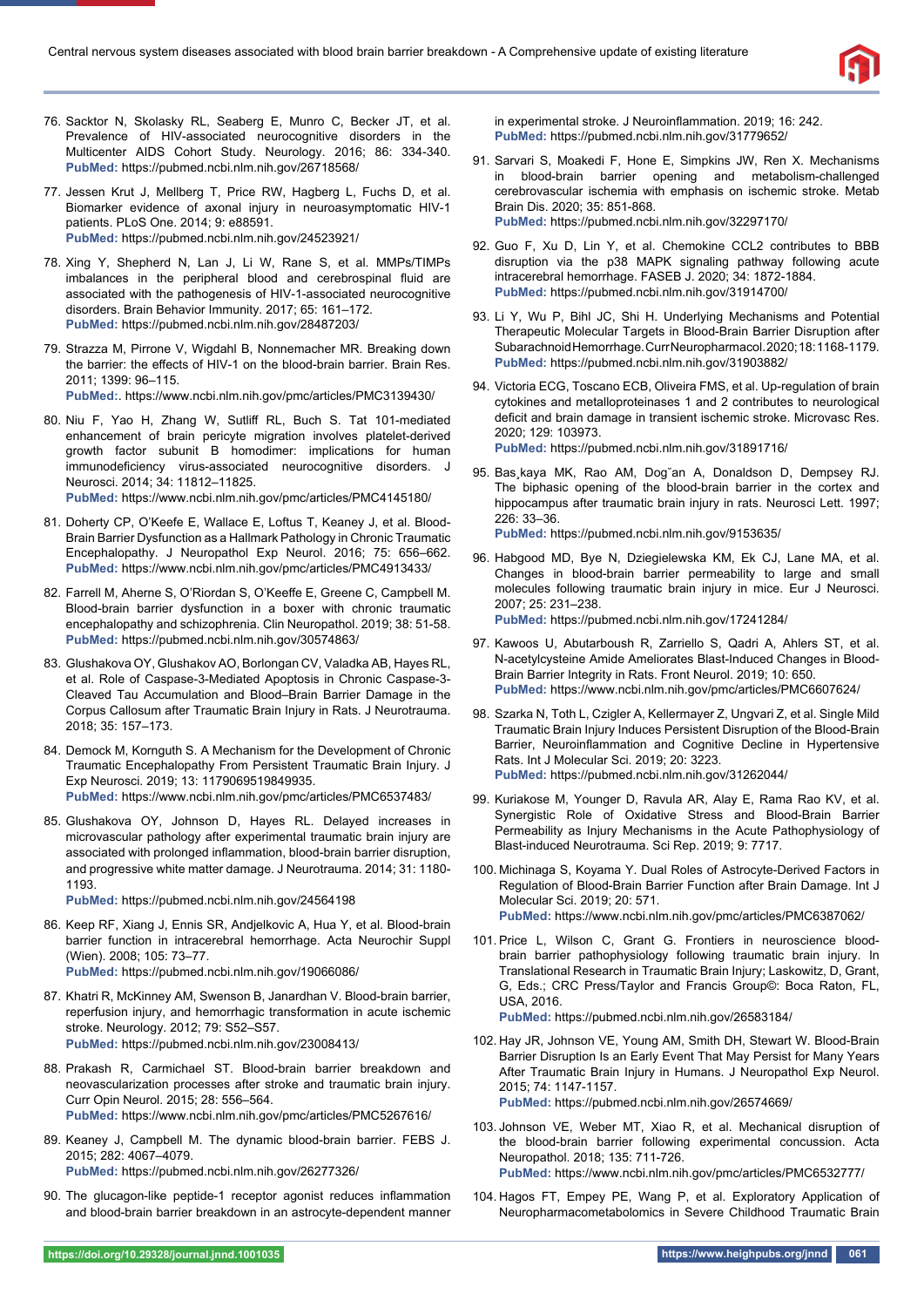76. Sacktor N, Skolasky RL, Seaberg E, Munro C, Becker JT, et al. Prevalence of HIV-associated neurocognitive disorders in the Multicenter AIDS Cohort Study. Neurology. 2016; 86: 334-340. **PubMed:** https://pubmed.ncbi.nlm.nih.gov/26718568/

77. Jessen Krut J, Mellberg T, Price RW, Hagberg L, Fuchs D, et al. Biomarker evidence of axonal injury in neuroasymptomatic HIV-1 patients. PLoS One. 2014; 9: e88591. **PubMed:** https://pubmed.ncbi.nlm.nih.gov/24523921/

78. Xing Y, Shepherd N, Lan J, Li W, Rane S, et al. MMPs/TIMPs imbalances in the peripheral blood and cerebrospinal fluid are associated with the pathogenesis of HIV-1-associated neurocognitive disorders. Brain Behavior Immunity. 2017; 65: 161–172. **PubMed:** https://pubmed.ncbi.nlm.nih.gov/28487203/

79. Strazza M, Pirrone V, Wigdahl B, Nonnemacher MR. Breaking down the barrier: the effects of HIV-1 on the blood-brain barrier. Brain Res. 2011; 1399: 96–115. **PubMed:**. https://www.ncbi.nlm.nih.gov/pmc/articles/PMC3139430/

80. Niu F, Yao H, Zhang W, Sutliff RL, Buch S. Tat 101-mediated enhancement of brain pericyte migration involves platelet-derived growth factor subunit B homodimer: implications for human immunodeficiency virus-associated neurocognitive disorders. J Neurosci. 2014; 34: 11812–11825. **PubMed:** https://www.ncbi.nlm.nih.gov/pmc/articles/PMC4145180/

81. Doherty CP, O'Keefe E, Wallace E, Loftus T, Keaney J, et al. Blood-Brain Barrier Dysfunction as a Hallmark Pathology in Chronic Traumatic Encephalopathy. J Neuropathol Exp Neurol. 2016; 75: 656–662. **PubMed:** https://www.ncbi.nlm.nih.gov/pmc/articles/PMC4913433/

82. Farrell M, Aherne S, O'Riordan S, O'Keeffe E, Greene C, Campbell M. Blood-brain barrier dysfunction in a boxer with chronic traumatic encephalopathy and schizophrenia. Clin Neuropathol. 2019; 38: 51-58. **PubMed:** https://pubmed.ncbi.nlm.nih.gov/30574863/

83. Glushakova OY, Glushakov AO, Borlongan CV, Valadka AB, Hayes RL, et al. Role of Caspase-3-Mediated Apoptosis in Chronic Caspase-3-Cleaved Tau Accumulation and Blood–Brain Barrier Damage in the Corpus Callosum after Traumatic Brain Injury in Rats. J Neurotrauma. 2018; 35: 157–173.

84. Demock M, Kornguth S. A Mechanism for the Development of Chronic Traumatic Encephalopathy From Persistent Traumatic Brain Injury. J Exp Neurosci. 2019; 13: 1179069519849935. **PubMed:** https://www.ncbi.nlm.nih.gov/pmc/articles/PMC6537483/

85. Glushakova OY, Johnson D, Hayes RL. Delayed increases in microvascular pathology after experimental traumatic brain injury are associated with prolonged inflammation, blood-brain barrier disruption, and progressive white matter damage. J Neurotrauma. 2014; 31: 1180-1193. **PubMed:** https://pubmed.ncbi.nlm.nih.gov/24564198

86. Keep RF, Xiang J, Ennis SR, Andjelkovic A, Hua Y, et al. Blood-brain barrier function in intracerebral hemorrhage. Acta Neurochir Suppl (Wien). 2008; 105: 73–77. **PubMed:** https://pubmed.ncbi.nlm.nih.gov/19066086/

87. Khatri R, McKinney AM, Swenson B, Janardhan V. Blood-brain barrier, reperfusion injury, and hemorrhagic transformation in acute ischemic stroke. Neurology. 2012; 79: S52–S57. **PubMed:** https://pubmed.ncbi.nlm.nih.gov/23008413/

88. Prakash R, Carmichael ST. Blood-brain barrier breakdown and neovascularization processes after stroke and traumatic brain injury. Curr Opin Neurol. 2015; 28: 556–564. **PubMed:** https://www.ncbi.nlm.nih.gov/pmc/articles/PMC5267616/

89. Keaney J, Campbell M. The dynamic blood-brain barrier. FEBS J. 2015; 282: 4067–4079. **PubMed:** https://pubmed.ncbi.nlm.nih.gov/26277326/

90. The glucagon-like peptide-1 receptor agonist reduces inflammation and blood-brain barrier breakdown in an astrocyte-dependent manner in experimental stroke. J Neuroinflammation. 2019; 16: 242. **PubMed:** https://pubmed.ncbi.nlm.nih.gov/31779652/

91. Sarvari S, Moakedi F, Hone E, Simpkins JW, Ren X. Mechanisms in blood-brain barrier opening and metabolism-challenged cerebrovascular ischemia with emphasis on ischemic stroke. Metab Brain Dis. 2020; 35: 851-868. **PubMed:** https://pubmed.ncbi.nlm.nih.gov/32297170/

92. Guo F, Xu D, Lin Y, et al. Chemokine CCL2 contributes to BBB disruption via the p38 MAPK signaling pathway following acute intracerebral hemorrhage. FASEB J. 2020; 34: 1872-1884. **PubMed:** https://pubmed.ncbi.nlm.nih.gov/31914700/

93. Li Y, Wu P, Bihl JC, Shi H. Underlying Mechanisms and Potential Therapeutic Molecular Targets in Blood-Brain Barrier Disruption after Subarachnoid Hemorrhage. Curr Neuropharmacol. 2020; 18: 1168-1179. **PubMed:** https://pubmed.ncbi.nlm.nih.gov/31903882/

94. Victoria ECG, Toscano ECB, Oliveira FMS, et al. Up-regulation of brain cytokines and metalloproteinases 1 and 2 contributes to neurological deficit and brain damage in transient ischemic stroke. Microvasc Res. 2020; 129: 103973. **PubMed:** https://pubmed.ncbi.nlm.nih.gov/31891716/

95. Baş̧kaya MK, Rao AM, Dog˘an A, Donaldson D, Dempsey RJ. The biphasic opening of the blood-brain barrier in the cortex and hippocampus after traumatic brain injury in rats. Neurosci Lett. 1997; 226: 33–36. **PubMed:** https://pubmed.ncbi.nlm.nih.gov/9153635/

96. Habgood MD, Bye N, Dziegielewska KM, Ek CJ, Lane MA, et al. Changes in blood-brain barrier permeability to large and small molecules following traumatic brain injury in mice. Eur J Neurosci. 2007; 25: 231–238. **PubMed:** https://pubmed.ncbi.nlm.nih.gov/17241284/

97. Kawoos U, Abutarboush R, Zarriello S, Qadri A, Ahlers ST, et al. N-acetylcysteine Amide Ameliorates Blast-Induced Changes in Blood-Brain Barrier Integrity in Rats. Front Neurol. 2019; 10: 650. **PubMed:** https://www.ncbi.nlm.nih.gov/pmc/articles/PMC6607624/

98. Szarka N, Toth L, Czigler A, Kellermayer Z, Ungvari Z, et al. Single Mild Traumatic Brain Injury Induces Persistent Disruption of the Blood-Brain Barrier, Neuroinflammation and Cognitive Decline in Hypertensive Rats. Int J Molecular Sci. 2019; 20: 3223. **PubMed:** https://pubmed.ncbi.nlm.nih.gov/31262044/

99. Kuriakose M, Younger D, Ravula AR, Alay E, Rama Rao KV, et al. Synergistic Role of Oxidative Stress and Blood-Brain Barrier Permeability as Injury Mechanisms in the Acute Pathophysiology of Blast-induced Neurotrauma. Sci Rep. 2019; 9: 7717.

100. Michinaga S, Koyama Y. Dual Roles of Astrocyte-Derived Factors in Regulation of Blood-Brain Barrier Function after Brain Damage. Int J Molecular Sci. 2019; 20: 571. **PubMed:** https://www.ncbi.nlm.nih.gov/pmc/articles/PMC6387062/

101. Price L, Wilson C, Grant G. Frontiers in neuroscience blood-brain barrier pathophysiology following traumatic brain injury. In Translational Research in Traumatic Brain Injury; Laskowitz, D, Grant, G, Eds.; CRC Press/Taylor and Francis Group©: Boca Raton, FL, USA, 2016. **PubMed:** https://pubmed.ncbi.nlm.nih.gov/26583184/

102. Hay JR, Johnson VE, Young AM, Smith DH, Stewart W. Blood-Brain Barrier Disruption Is an Early Event That May Persist for Many Years After Traumatic Brain Injury in Humans. J Neuropathol Exp Neurol. 2015; 74: 1147-1157. **PubMed:** https://pubmed.ncbi.nlm.nih.gov/26574669/

103. Johnson VE, Weber MT, Xiao R, et al. Mechanical disruption of the blood-brain barrier following experimental concussion. Acta Neuropathol. 2018; 135: 711-726. **PubMed:** https://www.ncbi.nlm.nih.gov/pmc/articles/PMC6532777/

104. Hagos FT, Empey PE, Wang P, et al. Exploratory Application of Neuropharmacometabolomics in Severe Childhood Traumatic Brain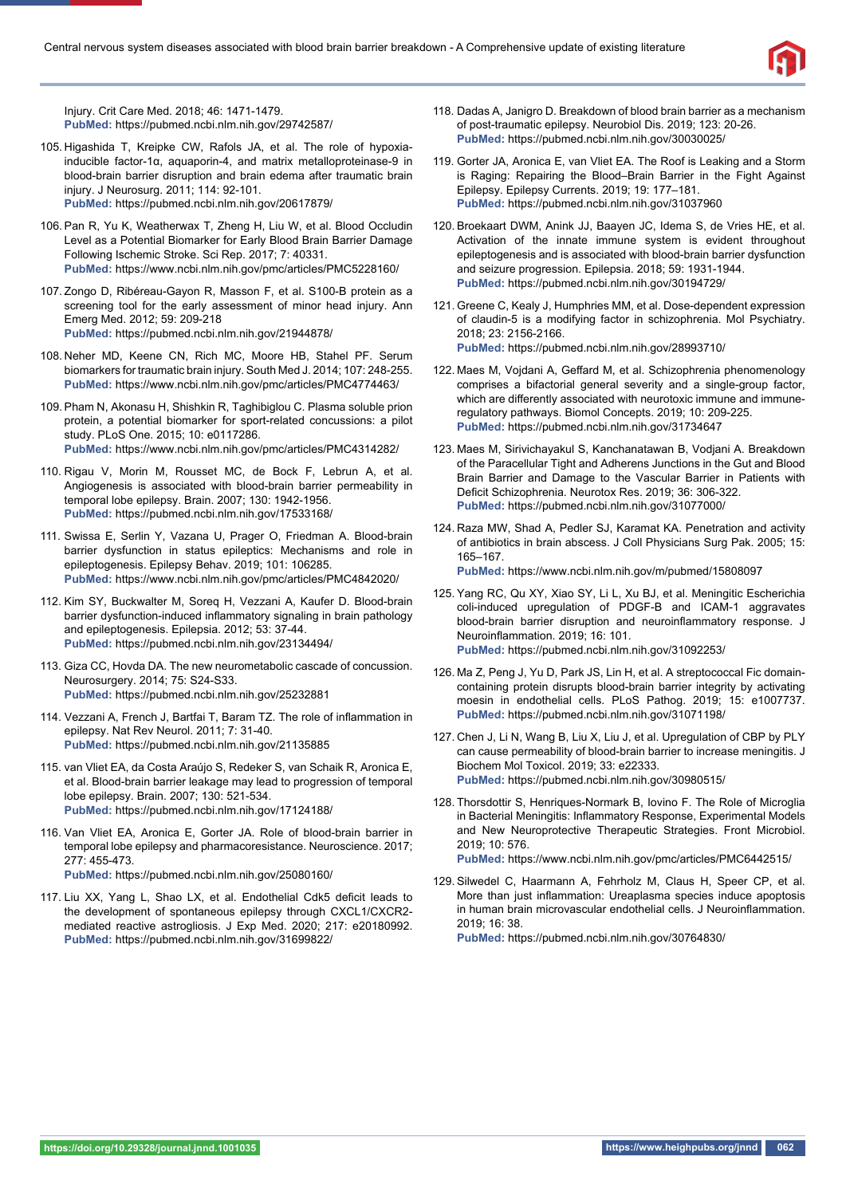Injury. Crit Care Med. 2018; 46: 1471-1479.
**PubMed:** https://pubmed.ncbi.nlm.nih.gov/29742587/

105. Higashida T, Kreipke CW, Rafols JA, et al. The role of hypoxia-inducible factor-1α, aquaporin-4, and matrix metalloproteinase-9 in blood-brain barrier disruption and brain edema after traumatic brain injury. J Neurosurg. 2011; 114: 92-101.
**PubMed:** https://pubmed.ncbi.nlm.nih.gov/20617879/

106. Pan R, Yu K, Weatherwax T, Zheng H, Liu W, et al. Blood Occludin Level as a Potential Biomarker for Early Blood Brain Barrier Damage Following Ischemic Stroke. Sci Rep. 2017; 7: 40331.
**PubMed:** https://www.ncbi.nlm.nih.gov/pmc/articles/PMC5228160/

107. Zongo D, Ribéreau-Gayon R, Masson F, et al. S100-B protein as a screening tool for the early assessment of minor head injury. Ann Emerg Med. 2012; 59: 209-218
**PubMed:** https://pubmed.ncbi.nlm.nih.gov/21944878/

108. Neher MD, Keene CN, Rich MC, Moore HB, Stahel PF. Serum biomarkers for traumatic brain injury. South Med J. 2014; 107: 248-255.
**PubMed:** https://www.ncbi.nlm.nih.gov/pmc/articles/PMC4774463/

109. Pham N, Akonasu H, Shishkin R, Taghibiglou C. Plasma soluble prion protein, a potential biomarker for sport-related concussions: a pilot study. PLoS One. 2015; 10: e0117286.
**PubMed:** https://www.ncbi.nlm.nih.gov/pmc/articles/PMC4314282/

110. Rigau V, Morin M, Rousset MC, de Bock F, Lebrun A, et al. Angiogenesis is associated with blood-brain barrier permeability in temporal lobe epilepsy. Brain. 2007; 130: 1942-1956.
**PubMed:** https://pubmed.ncbi.nlm.nih.gov/17533168/

111. Swissa E, Serlin Y, Vazana U, Prager O, Friedman A. Blood-brain barrier dysfunction in status epileptics: Mechanisms and role in epileptogenesis. Epilepsy Behav. 2019; 101: 106285.
**PubMed:** https://www.ncbi.nlm.nih.gov/pmc/articles/PMC4842020/

112. Kim SY, Buckwalter M, Soreq H, Vezzani A, Kaufer D. Blood-brain barrier dysfunction-induced inflammatory signaling in brain pathology and epileptogenesis. Epilepsia. 2012; 53: 37-44.
**PubMed:** https://pubmed.ncbi.nlm.nih.gov/23134494/

113. Giza CC, Hovda DA. The new neurometabolic cascade of concussion. Neurosurgery. 2014; 75: S24-S33.
**PubMed:** https://pubmed.ncbi.nlm.nih.gov/25232881

114. Vezzani A, French J, Bartfai T, Baram TZ. The role of inflammation in epilepsy. Nat Rev Neurol. 2011; 7: 31-40.
**PubMed:** https://pubmed.ncbi.nlm.nih.gov/21135885

115. van Vliet EA, da Costa Araújo S, Redeker S, van Schaik R, Aronica E, et al. Blood-brain barrier leakage may lead to progression of temporal lobe epilepsy. Brain. 2007; 130: 521-534.
**PubMed:** https://pubmed.ncbi.nlm.nih.gov/17124188/

116. van Vliet EA, Aronica E, Gorter JA. Role of blood-brain barrier in temporal lobe epilepsy and pharmacoresistance. Neuroscience. 2017; 277: 455-473.
**PubMed:** https://pubmed.ncbi.nlm.nih.gov/25080160/

117. Liu XX, Yang L, Shao LX, et al. Endothelial Cdk5 deficit leads to the development of spontaneous epilepsy through CXCL1/CXCR2-mediated reactive astrogliosis. J Exp Med. 2020; 217: e20180992.
**PubMed:** https://pubmed.ncbi.nlm.nih.gov/31699822/

118. Dadas A, Janigro D. Breakdown of blood brain barrier as a mechanism of post-traumatic epilepsy. Neurobiol Dis. 2019; 123: 20-26.
**PubMed:** https://pubmed.ncbi.nlm.nih.gov/30030025/

119. Gorter JA, Aronica E, van Vliet EA. The Roof is Leaking and a Storm is Raging: Repairing the Blood–Brain Barrier in the Fight Against Epilepsy. Epilepsy Currents. 2019; 19: 177–181.
**PubMed:** https://pubmed.ncbi.nlm.nih.gov/31037960

120. Broekaart DWM, Anink JJ, Baayen JC, Idema S, de Vries HE, et al. Activation of the innate immune system is evident throughout epileptogenesis and is associated with blood-brain barrier dysfunction and seizure progression. Epilepsia. 2018; 59: 1931-1944.
**PubMed:** https://pubmed.ncbi.nlm.nih.gov/30194729/

121. Greene C, Kealy J, Humphries MM, et al. Dose-dependent expression of claudin-5 is a modifying factor in schizophrenia. Mol Psychiatry. 2018; 23: 2156-2166.
**PubMed:** https://pubmed.ncbi.nlm.nih.gov/28993710/

122. Maes M, Vojdani A, Geffard M, et al. Schizophrenia phenomenology comprises a bifactorial general severity and a single-group factor, which are differently associated with neurotoxic immune and immune-regulatory pathways. Biomol Concepts. 2019; 10: 209-225.
**PubMed:** https://pubmed.ncbi.nlm.nih.gov/31734647

123. Maes M, Sirivichayakul S, Kanchanatawan B, Vodjani A. Breakdown of the Paracellular Tight and Adherens Junctions in the Gut and Blood Brain Barrier and Damage to the Vascular Barrier in Patients with Deficit Schizophrenia. Neurotox Res. 2019; 36: 306-322.
**PubMed:** https://pubmed.ncbi.nlm.nih.gov/31077000/

124. Raza MW, Shad A, Pedler SJ, Karamat KA. Penetration and activity of antibiotics in brain abscess. J Coll Physicians Surg Pak. 2005; 15: 165–167.
**PubMed:** https://www.ncbi.nlm.nih.gov/m/pubmed/15808097

125. Yang RC, Qu XY, Xiao SY, Li L, Xu BJ, et al. Meningitic Escherichia coli-induced upregulation of PDGF-B and ICAM-1 aggravates blood-brain barrier disruption and neuroinflammatory response. J Neuroinflammation. 2019; 16: 101.
**PubMed:** https://pubmed.ncbi.nlm.nih.gov/31092253/

126. Ma Z, Peng J, Yu D, Park JS, Lin H, et al. A streptococcal Fic domain-containing protein disrupts blood-brain barrier integrity by activating moesin in endothelial cells. PLoS Pathog. 2019; 15: e1007737.
**PubMed:** https://pubmed.ncbi.nlm.nih.gov/31071198/

127. Chen J, Li N, Wang B, Liu X, Liu J, et al. Upregulation of CBP by PLY can cause permeability of blood-brain barrier to increase meningitis. J Biochem Mol Toxicol. 2019; 33: e22333.
**PubMed:** https://pubmed.ncbi.nlm.nih.gov/30980515/

128. Thorsdottir S, Henriques-Normark B, Iovino F. The Role of Microglia in Bacterial Meningitis: Inflammatory Response, Experimental Models and New Neuroprotective Therapeutic Strategies. Front Microbiol. 2019; 10: 576.
**PubMed:** https://www.ncbi.nlm.nih.gov/pmc/articles/PMC6442515/

129. Silwedel C, Haarmann A, Fehrholz M, Claus H, Speer CP, et al. More than just inflammation: Ureaplasma species induce apoptosis in human brain microvascular endothelial cells. J Neuroinflammation. 2019; 16: 38.
**PubMed:** https://pubmed.ncbi.nlm.nih.gov/30764830/